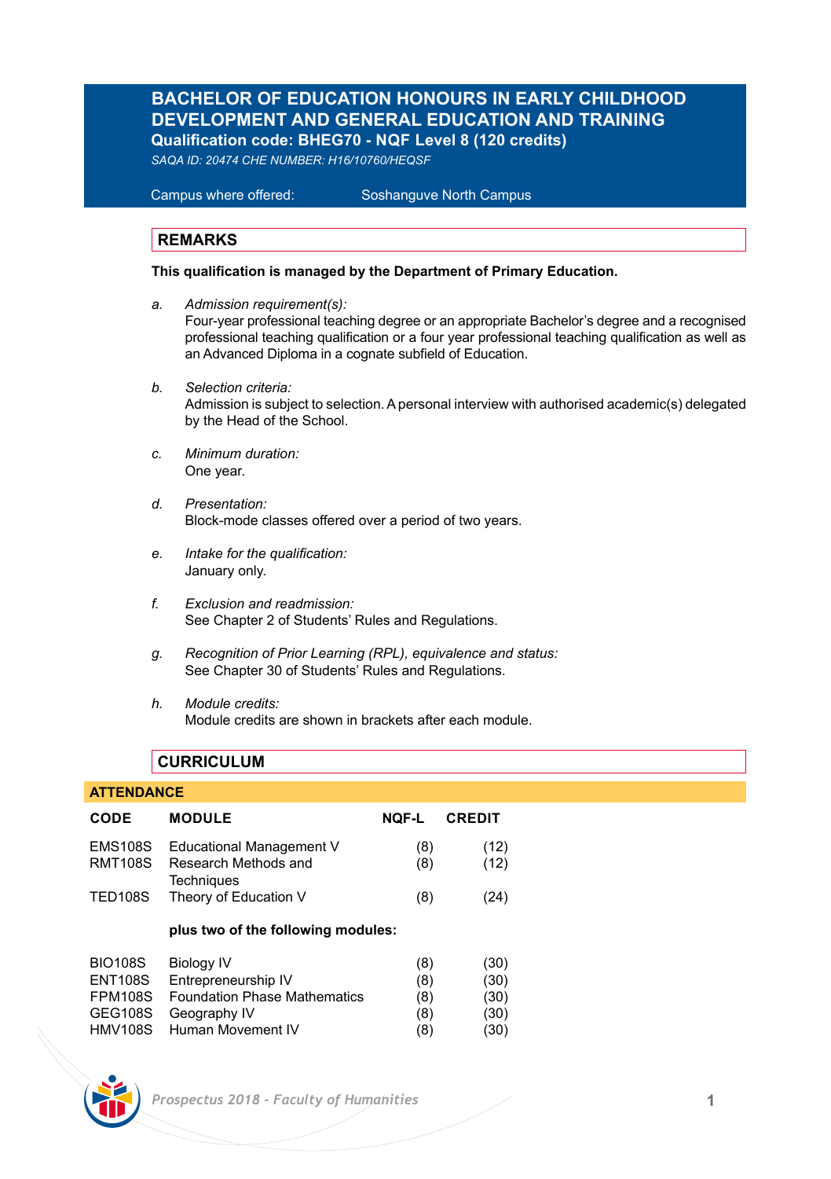# BACHELOR OF EDUCATION HONOURS IN EARLY CHILDHOOD DEVELOPMENT AND GENERAL EDUCATION AND TRAINING

**Qualification code: BHEG70 - NQF Level 8 (120 credits)**

*SAQA ID: 20474 CHE NUMBER: H16/10760/HEQSF*

Campus where offered: Soshanguve North Campus

## REMARKS

**This qualification is managed by the Department of Primary Education.**

a. *Admission requirement(s):*
Four-year professional teaching degree or an appropriate Bachelor's degree and a recognised professional teaching qualification or a four year professional teaching qualification as well as an Advanced Diploma in a cognate subfield of Education.

b. *Selection criteria:*
Admission is subject to selection. A personal interview with authorised academic(s) delegated by the Head of the School.

c. *Minimum duration:*
One year.

d. *Presentation:*
Block-mode classes offered over a period of two years.

e. *Intake for the qualification:*
January only.

f. *Exclusion and readmission:*
See Chapter 2 of Students' Rules and Regulations.

g. *Recognition of Prior Learning (RPL), equivalence and status:*
See Chapter 30 of Students' Rules and Regulations.

h. *Module credits:*
Module credits are shown in brackets after each module.

## CURRICULUM

### ATTENDANCE

| CODE | MODULE | NQF-L | CREDIT |
|---|---|---|---|
| EMS108S | Educational Management V | (8) | (12) |
| RMT108S | Research Methods and Techniques | (8) | (12) |
| TED108S | Theory of Education V | (8) | (24) |
| | **plus two of the following modules:** | | |
| BIO108S | Biology IV | (8) | (30) |
| ENT108S | Entrepreneurship IV | (8) | (30) |
| FPM108S | Foundation Phase Mathematics | (8) | (30) |
| GEG108S | Geography IV | (8) | (30) |
| HMV108S | Human Movement IV | (8) | (30) |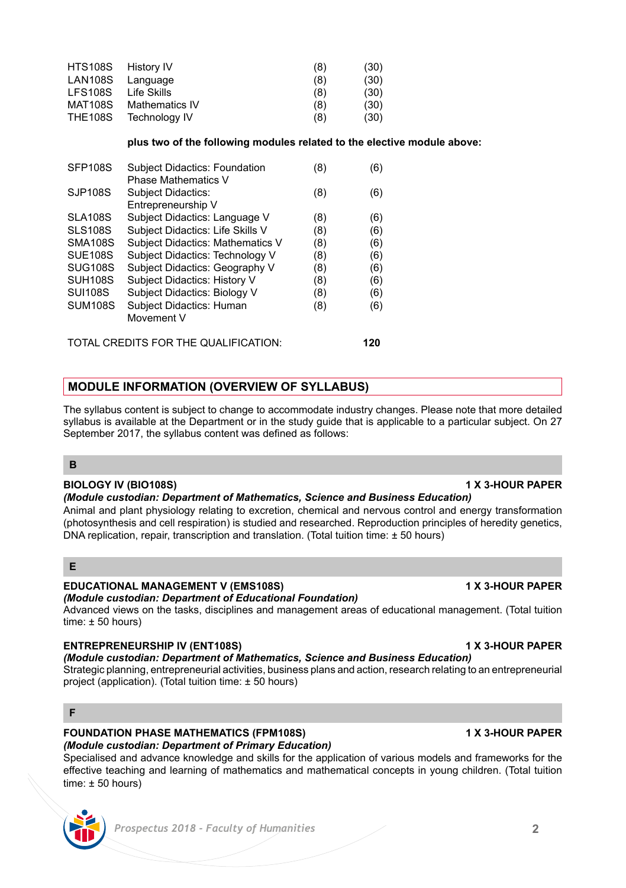| | | | |
|---|---|---|---|
| HTS108S | History IV | (8) | (30) |
| LAN108S | Language | (8) | (30) |
| LFS108S | Life Skills | (8) | (30) |
| MAT108S | Mathematics IV | (8) | (30) |
| THE108S | Technology IV | (8) | (30) |

**plus two of the following modules related to the elective module above:**

| | | | |
|---|---|---|---|
| SFP108S | Subject Didactics: Foundation Phase Mathematics V | (8) | (6) |
| SJP108S | Subject Didactics: Entrepreneurship V | (8) | (6) |
| SLA108S | Subject Didactics: Language V | (8) | (6) |
| SLS108S | Subject Didactics: Life Skills V | (8) | (6) |
| SMA108S | Subject Didactics: Mathematics V | (8) | (6) |
| SUE108S | Subject Didactics: Technology V | (8) | (6) |
| SUG108S | Subject Didactics: Geography V | (8) | (6) |
| SUH108S | Subject Didactics: History V | (8) | (6) |
| SUI108S | Subject Didactics: Biology V | (8) | (6) |
| SUM108S | Subject Didactics: Human Movement V | (8) | (6) |

TOTAL CREDITS FOR THE QUALIFICATION: **120**

## MODULE INFORMATION (OVERVIEW OF SYLLABUS)

The syllabus content is subject to change to accommodate industry changes. Please note that more detailed syllabus is available at the Department or in the study guide that is applicable to a particular subject. On 27 September 2017, the syllabus content was defined as follows:

### B

**BIOLOGY IV (BIO108S)** **1 X 3-HOUR PAPER**
***(Module custodian: Department of Mathematics, Science and Business Education)***
Animal and plant physiology relating to excretion, chemical and nervous control and energy transformation (photosynthesis and cell respiration) is studied and researched. Reproduction principles of heredity genetics, DNA replication, repair, transcription and translation. (Total tuition time: ± 50 hours)

### E

**EDUCATIONAL MANAGEMENT V (EMS108S)** **1 X 3-HOUR PAPER**
***(Module custodian: Department of Educational Foundation)***
Advanced views on the tasks, disciplines and management areas of educational management. (Total tuition time: ± 50 hours)

**ENTREPRENEURSHIP IV (ENT108S)** **1 X 3-HOUR PAPER**
***(Module custodian: Department of Mathematics, Science and Business Education)***
Strategic planning, entrepreneurial activities, business plans and action, research relating to an entrepreneurial project (application). (Total tuition time: ± 50 hours)

### F

**FOUNDATION PHASE MATHEMATICS (FPM108S)** **1 X 3-HOUR PAPER**
***(Module custodian: Department of Primary Education)***
Specialised and advance knowledge and skills for the application of various models and frameworks for the effective teaching and learning of mathematics and mathematical concepts in young children. (Total tuition time: ± 50 hours)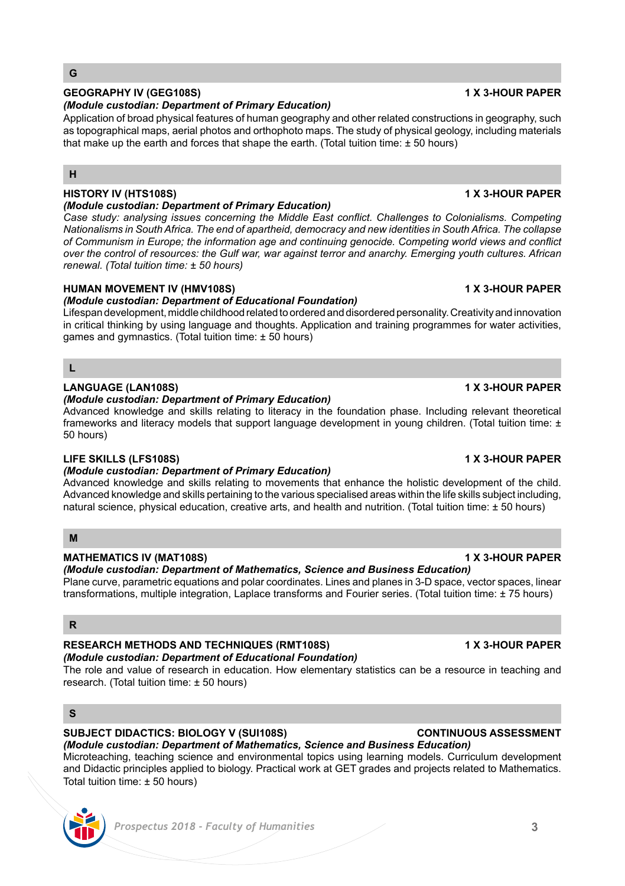## G

**GEOGRAPHY IV (GEG108S)** **1 X 3-HOUR PAPER**

***(Module custodian: Department of Primary Education)***

Application of broad physical features of human geography and other related constructions in geography, such as topographical maps, aerial photos and orthophoto maps. The study of physical geology, including materials that make up the earth and forces that shape the earth. (Total tuition time: ± 50 hours)

## H

**HISTORY IV (HTS108S)** **1 X 3-HOUR PAPER**

***(Module custodian: Department of Primary Education)***

*Case study: analysing issues concerning the Middle East conflict. Challenges to Colonialisms. Competing Nationalisms in South Africa. The end of apartheid, democracy and new identities in South Africa. The collapse of Communism in Europe; the information age and continuing genocide. Competing world views and conflict over the control of resources: the Gulf war, war against terror and anarchy. Emerging youth cultures. African renewal. (Total tuition time: ± 50 hours)*

**HUMAN MOVEMENT IV (HMV108S)** **1 X 3-HOUR PAPER**

***(Module custodian: Department of Educational Foundation)***

Lifespan development, middle childhood related to ordered and disordered personality. Creativity and innovation in critical thinking by using language and thoughts. Application and training programmes for water activities, games and gymnastics. (Total tuition time: ± 50 hours)

## L

**LANGUAGE (LAN108S)** **1 X 3-HOUR PAPER**

***(Module custodian: Department of Primary Education)***

Advanced knowledge and skills relating to literacy in the foundation phase. Including relevant theoretical frameworks and literacy models that support language development in young children. (Total tuition time: ± 50 hours)

**LIFE SKILLS (LFS108S)** **1 X 3-HOUR PAPER**

***(Module custodian: Department of Primary Education)***

Advanced knowledge and skills relating to movements that enhance the holistic development of the child. Advanced knowledge and skills pertaining to the various specialised areas within the life skills subject including, natural science, physical education, creative arts, and health and nutrition. (Total tuition time: ± 50 hours)

## M

**MATHEMATICS IV (MAT108S)** **1 X 3-HOUR PAPER**

***(Module custodian: Department of Mathematics, Science and Business Education)***

Plane curve, parametric equations and polar coordinates. Lines and planes in 3-D space, vector spaces, linear transformations, multiple integration, Laplace transforms and Fourier series. (Total tuition time: ± 75 hours)

## R

**RESEARCH METHODS AND TECHNIQUES (RMT108S)** **1 X 3-HOUR PAPER**

***(Module custodian: Department of Educational Foundation)***

The role and value of research in education. How elementary statistics can be a resource in teaching and research. (Total tuition time: ± 50 hours)

## S

**SUBJECT DIDACTICS: BIOLOGY V (SUI108S)** **CONTINUOUS ASSESSMENT**

***(Module custodian: Department of Mathematics, Science and Business Education)***

Microteaching, teaching science and environmental topics using learning models. Curriculum development and Didactic principles applied to biology. Practical work at GET grades and projects related to Mathematics. Total tuition time: ± 50 hours)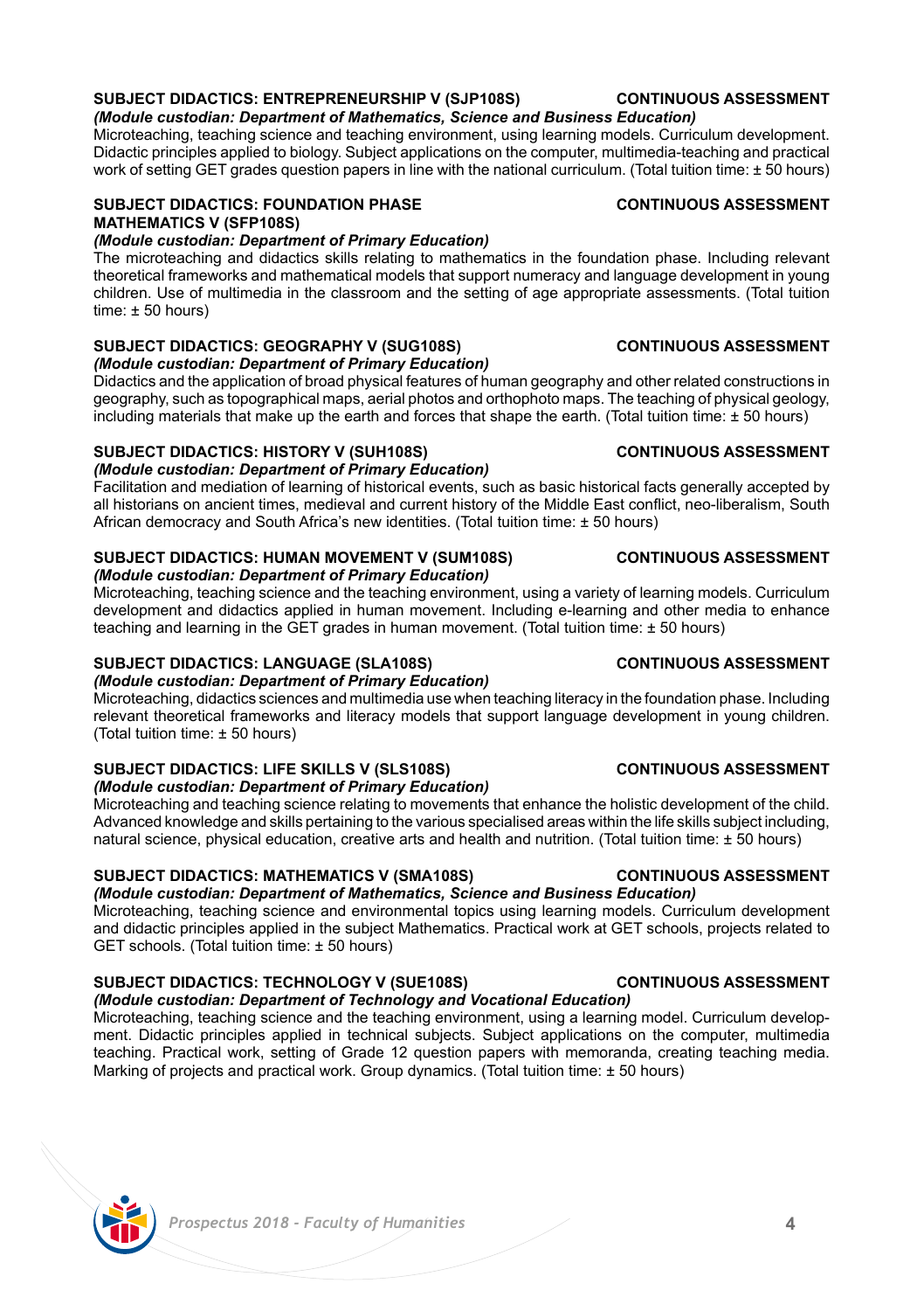**SUBJECT DIDACTICS: ENTREPRENEURSHIP V (SJP108S)** **CONTINUOUS ASSESSMENT**
*(Module custodian: Department of Mathematics, Science and Business Education)*
Microteaching, teaching science and teaching environment, using learning models. Curriculum development. Didactic principles applied to biology. Subject applications on the computer, multimedia-teaching and practical work of setting GET grades question papers in line with the national curriculum. (Total tuition time: ± 50 hours)

**SUBJECT DIDACTICS: FOUNDATION PHASE MATHEMATICS V (SFP108S)** **CONTINUOUS ASSESSMENT**
*(Module custodian: Department of Primary Education)*
The microteaching and didactics skills relating to mathematics in the foundation phase. Including relevant theoretical frameworks and mathematical models that support numeracy and language development in young children. Use of multimedia in the classroom and the setting of age appropriate assessments. (Total tuition time: ± 50 hours)

**SUBJECT DIDACTICS: GEOGRAPHY V (SUG108S)** **CONTINUOUS ASSESSMENT**
*(Module custodian: Department of Primary Education)*
Didactics and the application of broad physical features of human geography and other related constructions in geography, such as topographical maps, aerial photos and orthophoto maps. The teaching of physical geology, including materials that make up the earth and forces that shape the earth. (Total tuition time: ± 50 hours)

**SUBJECT DIDACTICS: HISTORY V (SUH108S)** **CONTINUOUS ASSESSMENT**
*(Module custodian: Department of Primary Education)*
Facilitation and mediation of learning of historical events, such as basic historical facts generally accepted by all historians on ancient times, medieval and current history of the Middle East conflict, neo-liberalism, South African democracy and South Africa's new identities. (Total tuition time: ± 50 hours)

**SUBJECT DIDACTICS: HUMAN MOVEMENT V (SUM108S)** **CONTINUOUS ASSESSMENT**
*(Module custodian: Department of Primary Education)*
Microteaching, teaching science and the teaching environment, using a variety of learning models. Curriculum development and didactics applied in human movement. Including e-learning and other media to enhance teaching and learning in the GET grades in human movement. (Total tuition time: ± 50 hours)

**SUBJECT DIDACTICS: LANGUAGE (SLA108S)** **CONTINUOUS ASSESSMENT**
*(Module custodian: Department of Primary Education)*
Microteaching, didactics sciences and multimedia use when teaching literacy in the foundation phase. Including relevant theoretical frameworks and literacy models that support language development in young children. (Total tuition time: ± 50 hours)

**SUBJECT DIDACTICS: LIFE SKILLS V (SLS108S)** **CONTINUOUS ASSESSMENT**
*(Module custodian: Department of Primary Education)*
Microteaching and teaching science relating to movements that enhance the holistic development of the child. Advanced knowledge and skills pertaining to the various specialised areas within the life skills subject including, natural science, physical education, creative arts and health and nutrition. (Total tuition time: ± 50 hours)

**SUBJECT DIDACTICS: MATHEMATICS V (SMA108S)** **CONTINUOUS ASSESSMENT**
*(Module custodian: Department of Mathematics, Science and Business Education)*
Microteaching, teaching science and environmental topics using learning models. Curriculum development and didactic principles applied in the subject Mathematics. Practical work at GET schools, projects related to GET schools. (Total tuition time: ± 50 hours)

**SUBJECT DIDACTICS: TECHNOLOGY V (SUE108S)** **CONTINUOUS ASSESSMENT**
*(Module custodian: Department of Technology and Vocational Education)*
Microteaching, teaching science and the teaching environment, using a learning model. Curriculum development. Didactic principles applied in technical subjects. Subject applications on the computer, multimedia teaching. Practical work, setting of Grade 12 question papers with memoranda, creating teaching media. Marking of projects and practical work. Group dynamics. (Total tuition time: ± 50 hours)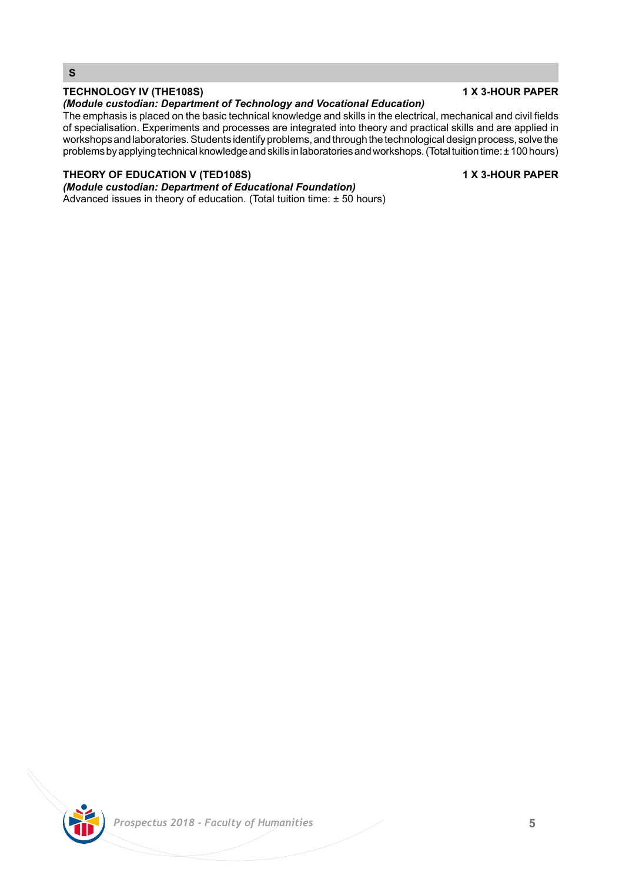## S

**TECHNOLOGY IV (THE108S)** **1 X 3-HOUR PAPER**

***(Module custodian: Department of Technology and Vocational Education)***

The emphasis is placed on the basic technical knowledge and skills in the electrical, mechanical and civil fields of specialisation. Experiments and processes are integrated into theory and practical skills and are applied in workshops and laboratories. Students identify problems, and through the technological design process, solve the problems by applying technical knowledge and skills in laboratories and workshops. (Total tuition time: ± 100 hours)

**THEORY OF EDUCATION V (TED108S)** **1 X 3-HOUR PAPER**

***(Module custodian: Department of Educational Foundation)***

Advanced issues in theory of education. (Total tuition time: ± 50 hours)